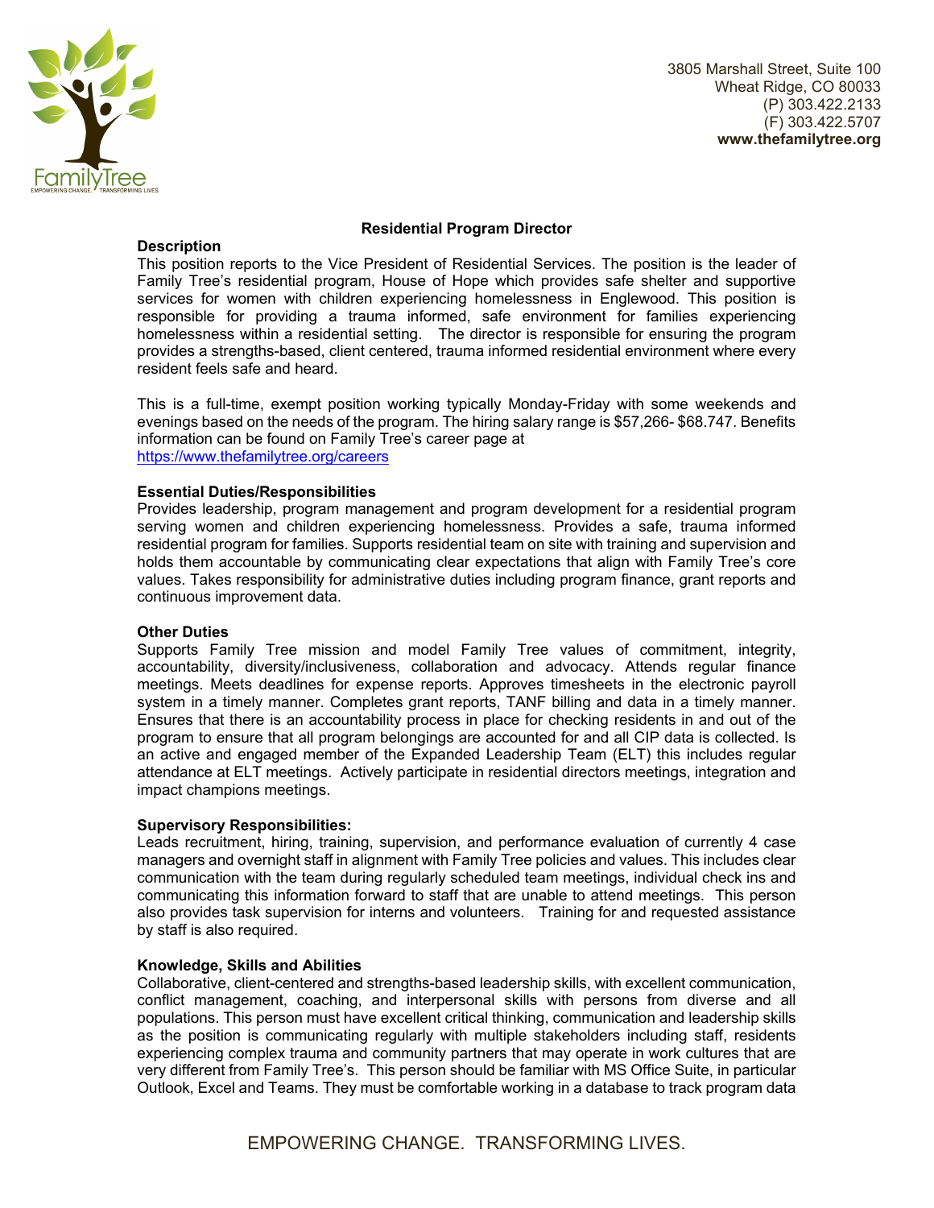3805 Marshall Street, Suite 100
Wheat Ridge, CO 80033
(P) 303.422.2133
(F) 303.422.5707
**www.thefamilytree.org**

## Residential Program Director

**Description**

This position reports to the Vice President of Residential Services. The position is the leader of Family Tree's residential program, House of Hope which provides safe shelter and supportive services for women with children experiencing homelessness in Englewood. This position is responsible for providing a trauma informed, safe environment for families experiencing homelessness within a residential setting. The director is responsible for ensuring the program provides a strengths-based, client centered, trauma informed residential environment where every resident feels safe and heard.

This is a full-time, exempt position working typically Monday-Friday with some weekends and evenings based on the needs of the program. The hiring salary range is $57,266- $68.747. Benefits information can be found on Family Tree's career page at https://www.thefamilytree.org/careers

**Essential Duties/Responsibilities**

Provides leadership, program management and program development for a residential program serving women and children experiencing homelessness. Provides a safe, trauma informed residential program for families. Supports residential team on site with training and supervision and holds them accountable by communicating clear expectations that align with Family Tree's core values. Takes responsibility for administrative duties including program finance, grant reports and continuous improvement data.

**Other Duties**

Supports Family Tree mission and model Family Tree values of commitment, integrity, accountability, diversity/inclusiveness, collaboration and advocacy. Attends regular finance meetings. Meets deadlines for expense reports. Approves timesheets in the electronic payroll system in a timely manner. Completes grant reports, TANF billing and data in a timely manner. Ensures that there is an accountability process in place for checking residents in and out of the program to ensure that all program belongings are accounted for and all CIP data is collected. Is an active and engaged member of the Expanded Leadership Team (ELT) this includes regular attendance at ELT meetings. Actively participate in residential directors meetings, integration and impact champions meetings.

**Supervisory Responsibilities:**

Leads recruitment, hiring, training, supervision, and performance evaluation of currently 4 case managers and overnight staff in alignment with Family Tree policies and values. This includes clear communication with the team during regularly scheduled team meetings, individual check ins and communicating this information forward to staff that are unable to attend meetings. This person also provides task supervision for interns and volunteers. Training for and requested assistance by staff is also required.

**Knowledge, Skills and Abilities**

Collaborative, client-centered and strengths-based leadership skills, with excellent communication, conflict management, coaching, and interpersonal skills with persons from diverse and all populations. This person must have excellent critical thinking, communication and leadership skills as the position is communicating regularly with multiple stakeholders including staff, residents experiencing complex trauma and community partners that may operate in work cultures that are very different from Family Tree's. This person should be familiar with MS Office Suite, in particular Outlook, Excel and Teams. They must be comfortable working in a database to track program data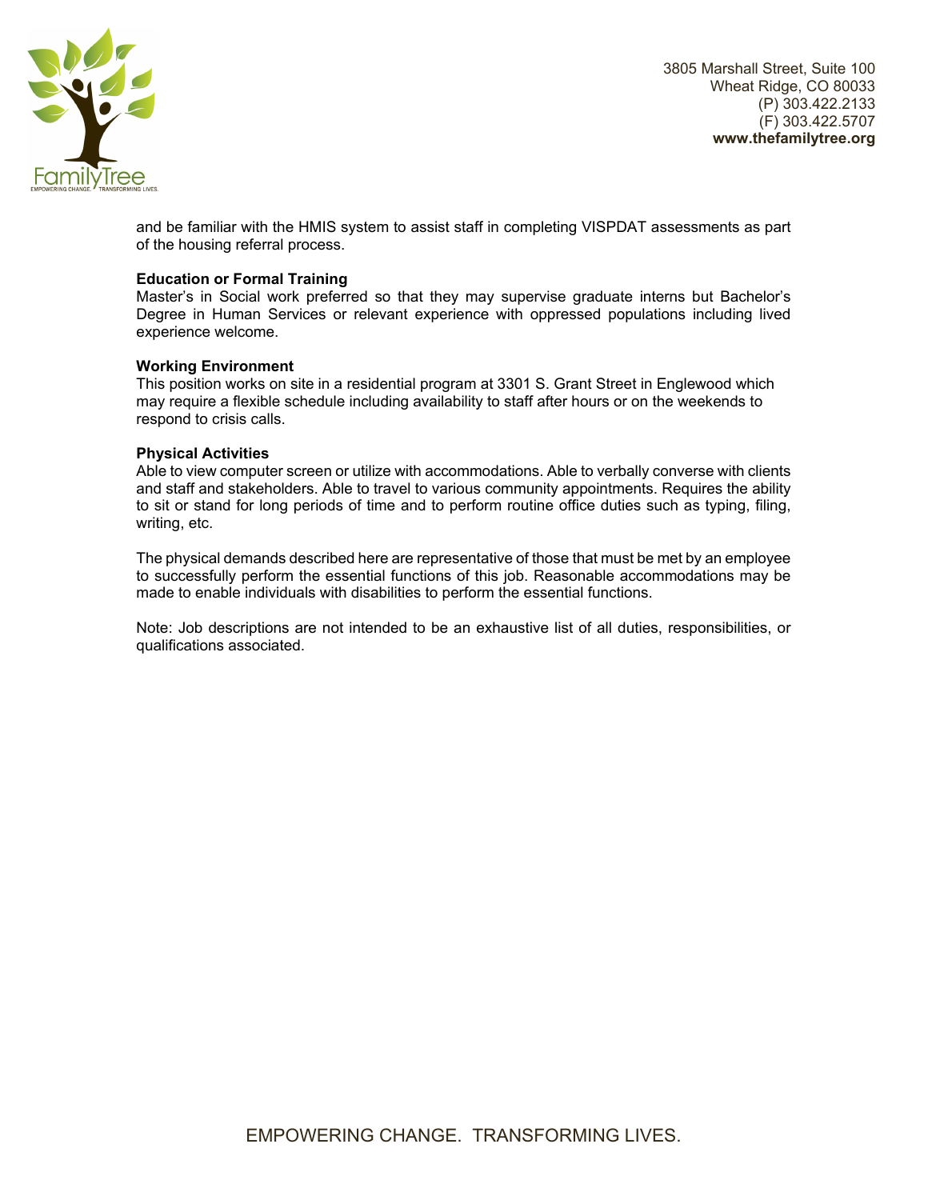and be familiar with the HMIS system to assist staff in completing VISPDAT assessments as part of the housing referral process.

**Education or Formal Training**

Master's in Social work preferred so that they may supervise graduate interns but Bachelor's Degree in Human Services or relevant experience with oppressed populations including lived experience welcome.

**Working Environment**

This position works on site in a residential program at 3301 S. Grant Street in Englewood which may require a flexible schedule including availability to staff after hours or on the weekends to respond to crisis calls.

**Physical Activities**

Able to view computer screen or utilize with accommodations. Able to verbally converse with clients and staff and stakeholders. Able to travel to various community appointments. Requires the ability to sit or stand for long periods of time and to perform routine office duties such as typing, filing, writing, etc.

The physical demands described here are representative of those that must be met by an employee to successfully perform the essential functions of this job. Reasonable accommodations may be made to enable individuals with disabilities to perform the essential functions.

Note: Job descriptions are not intended to be an exhaustive list of all duties, responsibilities, or qualifications associated.